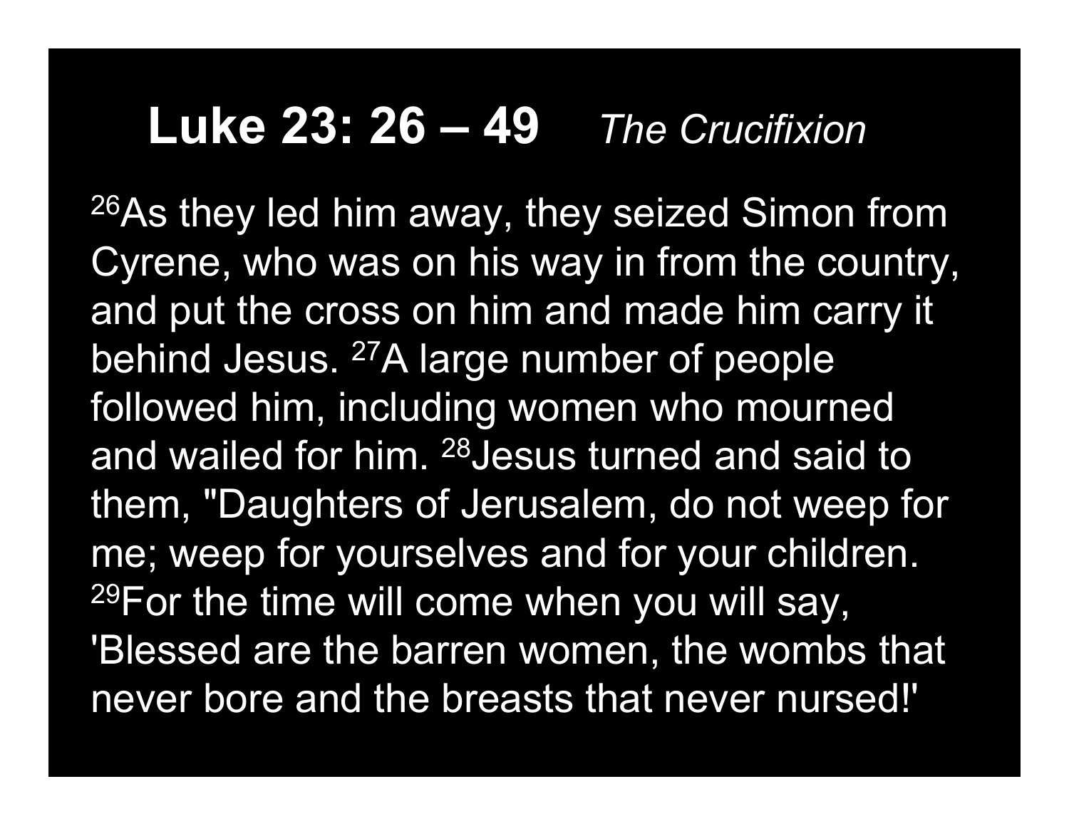# **Luke 23: 26 – 49** *The Crucifixion*

[26]As they led him away, they seized Simon from Cyrene, who was on his way in from the country, and put the cross on him and made him carry it behind Jesus. [27]A large number of people followed him, including women who mourned and wailed for him. [28]Jesus turned and said to them, "Daughters of Jerusalem, do not weep for me; weep for yourselves and for your children. [29]For the time will come when you will say, 'Blessed are the barren women, the wombs that never bore and the breasts that never nursed!'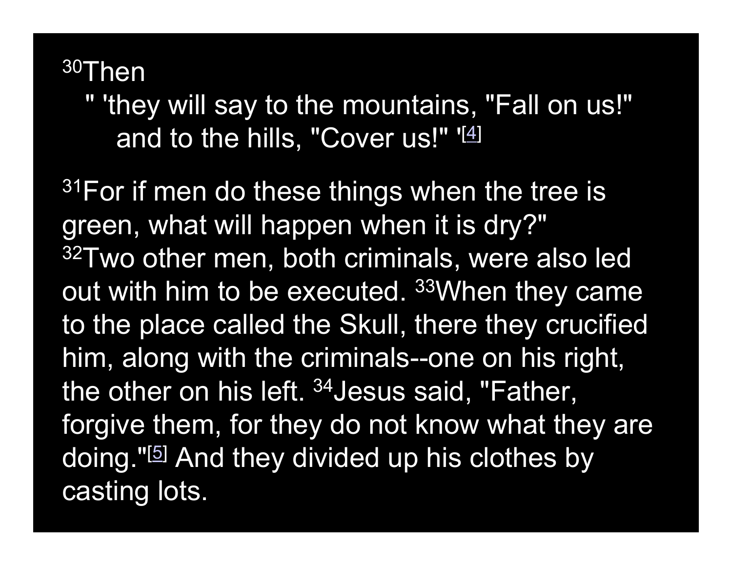[30]Then

> " 'they will say to the mountains, "Fall on us!"
> and to the hills, "Cover us!" '[4]

[31]For if men do these things when the tree is green, what will happen when it is dry?" [32]Two other men, both criminals, were also led out with him to be executed. [33]When they came to the place called the Skull, there they crucified him, along with the criminals--one on his right, the other on his left. [34]Jesus said, "Father, forgive them, for they do not know what they are doing."[5] And they divided up his clothes by casting lots.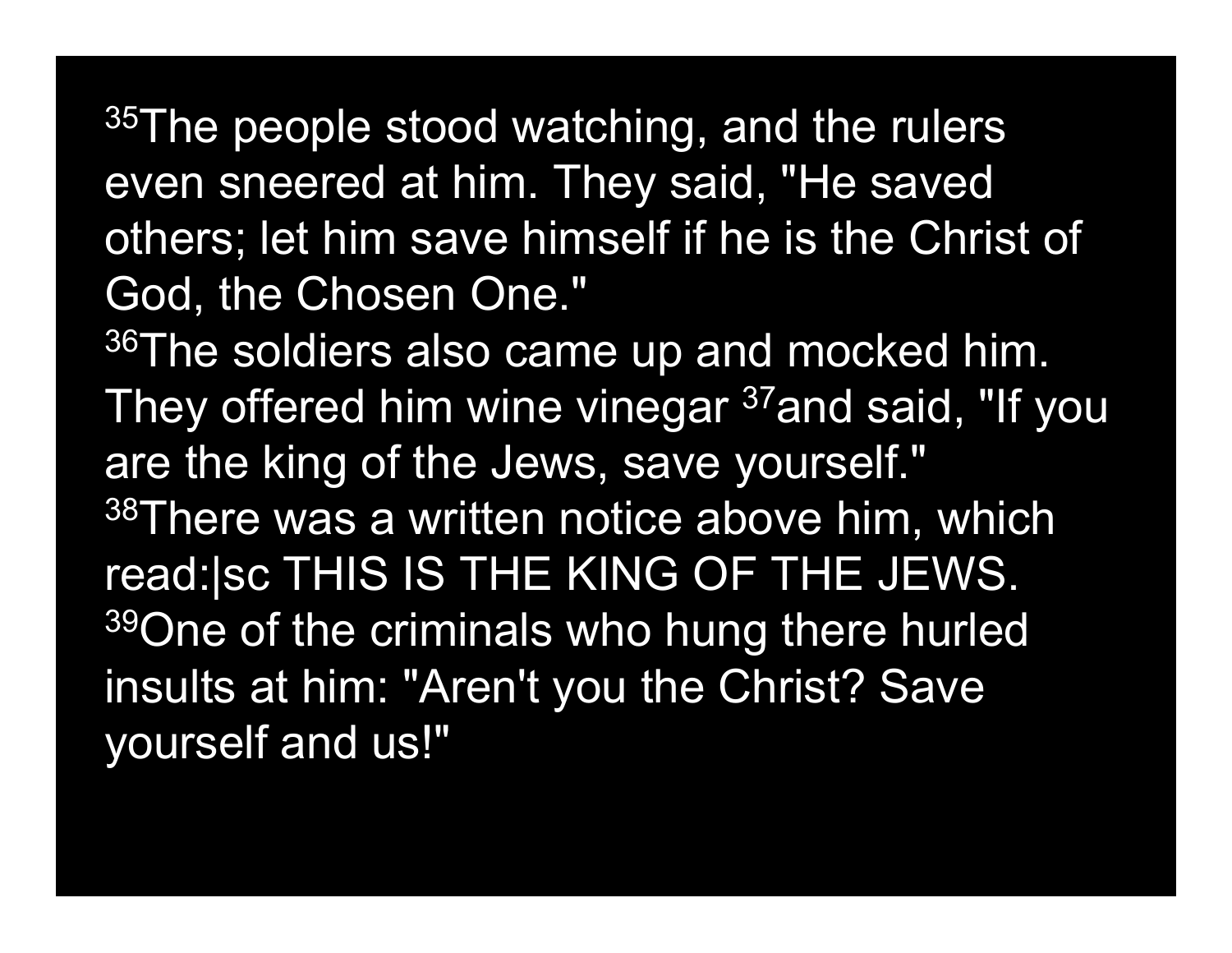[35]The people stood watching, and the rulers even sneered at him. They said, "He saved others; let him save himself if he is the Christ of God, the Chosen One."
[36]The soldiers also came up and mocked him. They offered him wine vinegar [37]and said, "If you are the king of the Jews, save yourself."
[38]There was a written notice above him, which read:|sc THIS IS THE KING OF THE JEWS.
[39]One of the criminals who hung there hurled insults at him: "Aren't you the Christ? Save yourself and us!"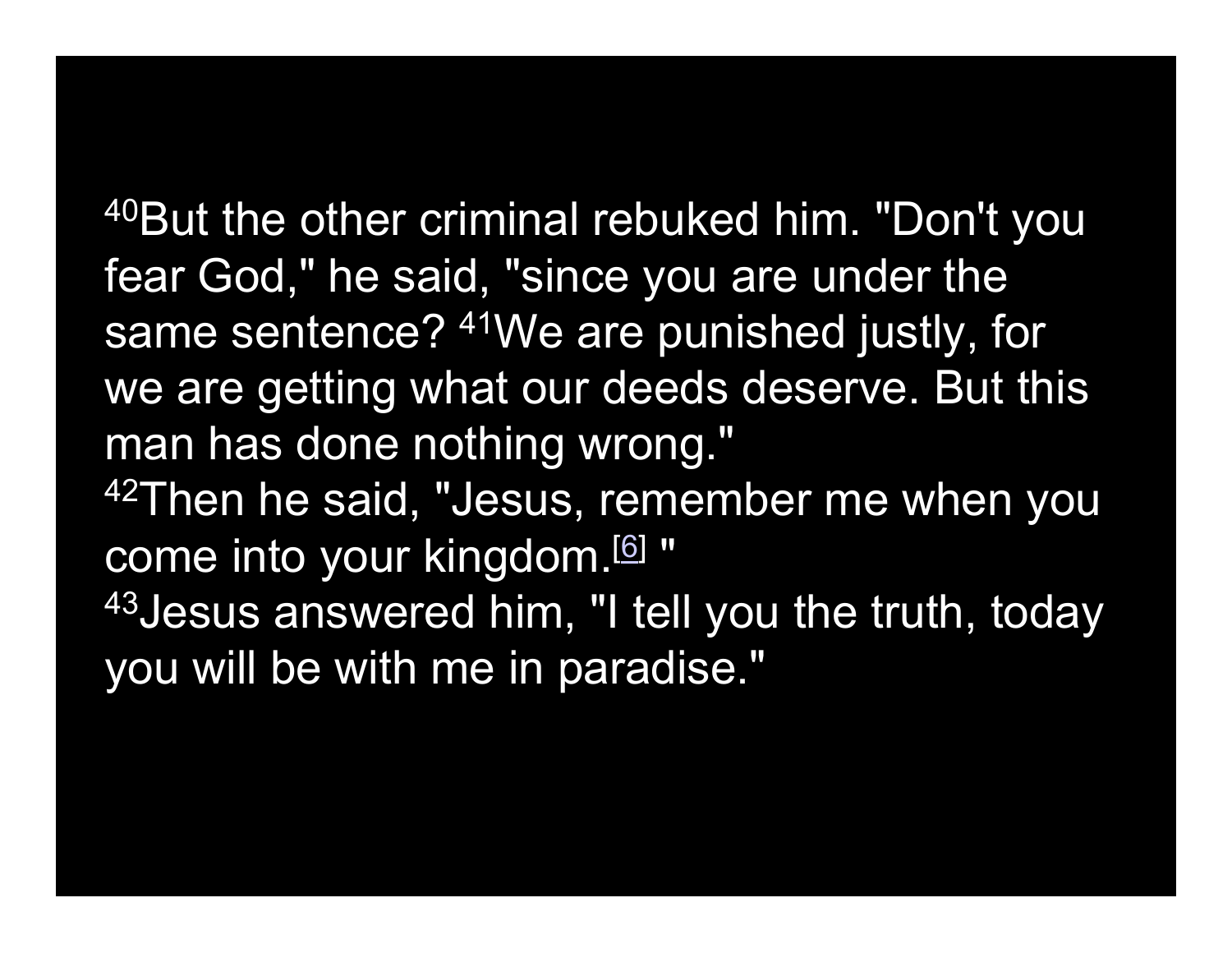[40]But the other criminal rebuked him. "Don't you fear God," he said, "since you are under the same sentence? [41]We are punished justly, for we are getting what our deeds deserve. But this man has done nothing wrong."

[42]Then he said, "Jesus, remember me when you come into your kingdom.[6] "

[43]Jesus answered him, "I tell you the truth, today you will be with me in paradise."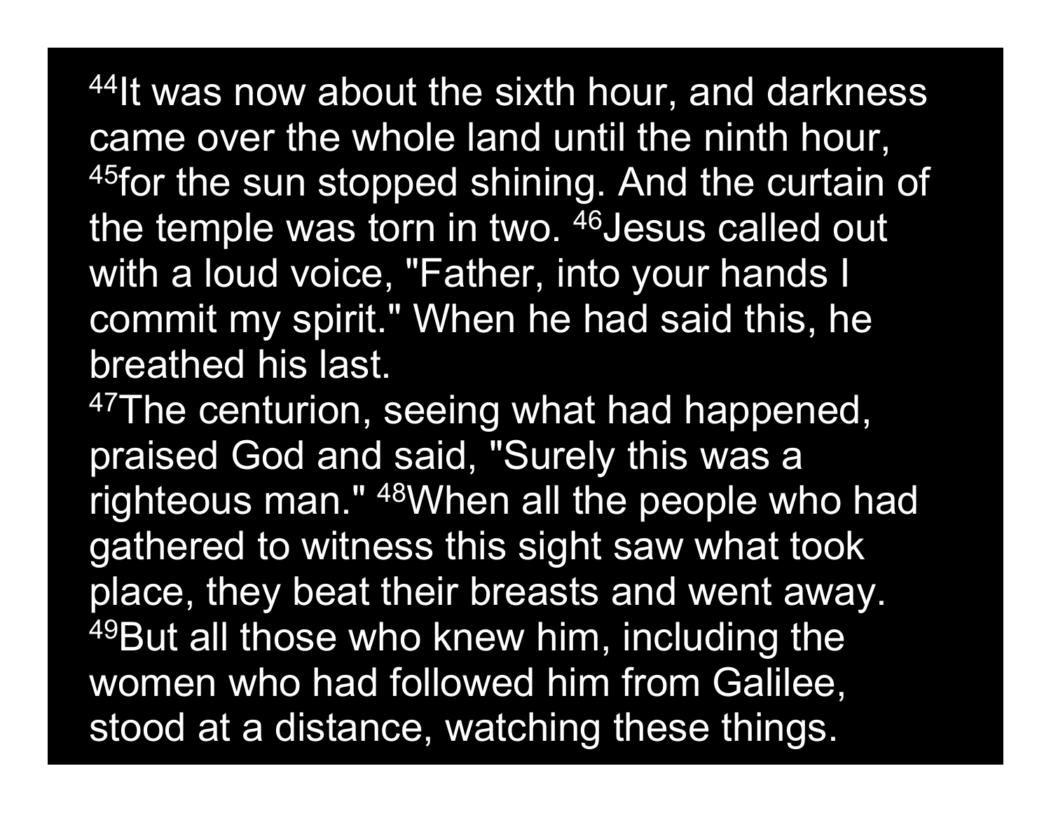[44]It was now about the sixth hour, and darkness came over the whole land until the ninth hour, [45]for the sun stopped shining. And the curtain of the temple was torn in two. [46]Jesus called out with a loud voice, "Father, into your hands I commit my spirit." When he had said this, he breathed his last.

[47]The centurion, seeing what had happened, praised God and said, "Surely this was a righteous man." [48]When all the people who had gathered to witness this sight saw what took place, they beat their breasts and went away. [49]But all those who knew him, including the women who had followed him from Galilee, stood at a distance, watching these things.